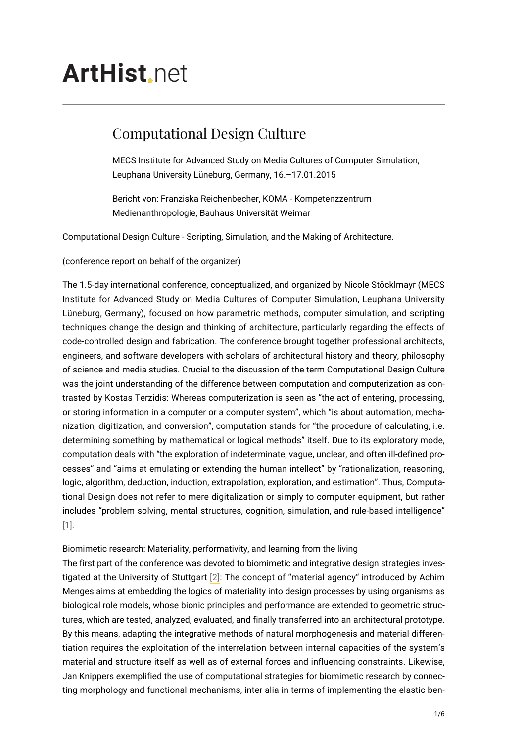# ArtHist.net

## Computational Design Culture

MECS Institute for Advanced Study on Media Cultures of Computer Simulation, Leuphana University Lüneburg, Germany, 16.–17.01.2015

Bericht von: Franziska Reichenbecher, KOMA - Kompetenzzentrum Medienanthropologie, Bauhaus Universität Weimar

Computational Design Culture - Scripting, Simulation, and the Making of Architecture.

(conference report on behalf of the organizer)

The 1.5-day international conference, conceptualized, and organized by Nicole Stöcklmayr (MECS Institute for Advanced Study on Media Cultures of Computer Simulation, Leuphana University Lüneburg, Germany), focused on how parametric methods, computer simulation, and scripting techniques change the design and thinking of architecture, particularly regarding the effects of code-controlled design and fabrication. The conference brought together professional architects, engineers, and software developers with scholars of architectural history and theory, philosophy of science and media studies. Crucial to the discussion of the term Computational Design Culture was the joint understanding of the difference between computation and computerization as contrasted by Kostas Terzidis: Whereas computerization is seen as "the act of entering, processing, or storing information in a computer or a computer system", which "is about automation, mechanization, digitization, and conversion", computation stands for "the procedure of calculating, i.e. determining something by mathematical or logical methods" itself. Due to its exploratory mode, computation deals with "the exploration of indeterminate, vague, unclear, and often ill-defined processes" and "aims at emulating or extending the human intellect" by "rationalization, reasoning, logic, algorithm, deduction, induction, extrapolation, exploration, and estimation". Thus, Computational Design does not refer to mere digitalization or simply to computer equipment, but rather includes "problem solving, mental structures, cognition, simulation, and rule-based intelligence" [1].

Biomimetic research: Materiality, performativity, and learning from the living

The first part of the conference was devoted to biomimetic and integrative design strategies investigated at the University of Stuttgart [2]: The concept of "material agency" introduced by Achim Menges aims at embedding the logics of materiality into design processes by using organisms as biological role models, whose bionic principles and performance are extended to geometric structures, which are tested, analyzed, evaluated, and finally transferred into an architectural prototype. By this means, adapting the integrative methods of natural morphogenesis and material differentiation requires the exploitation of the interrelation between internal capacities of the system's material and structure itself as well as of external forces and influencing constraints. Likewise, Jan Knippers exemplified the use of computational strategies for biomimetic research by connecting morphology and functional mechanisms, inter alia in terms of implementing the elastic ben-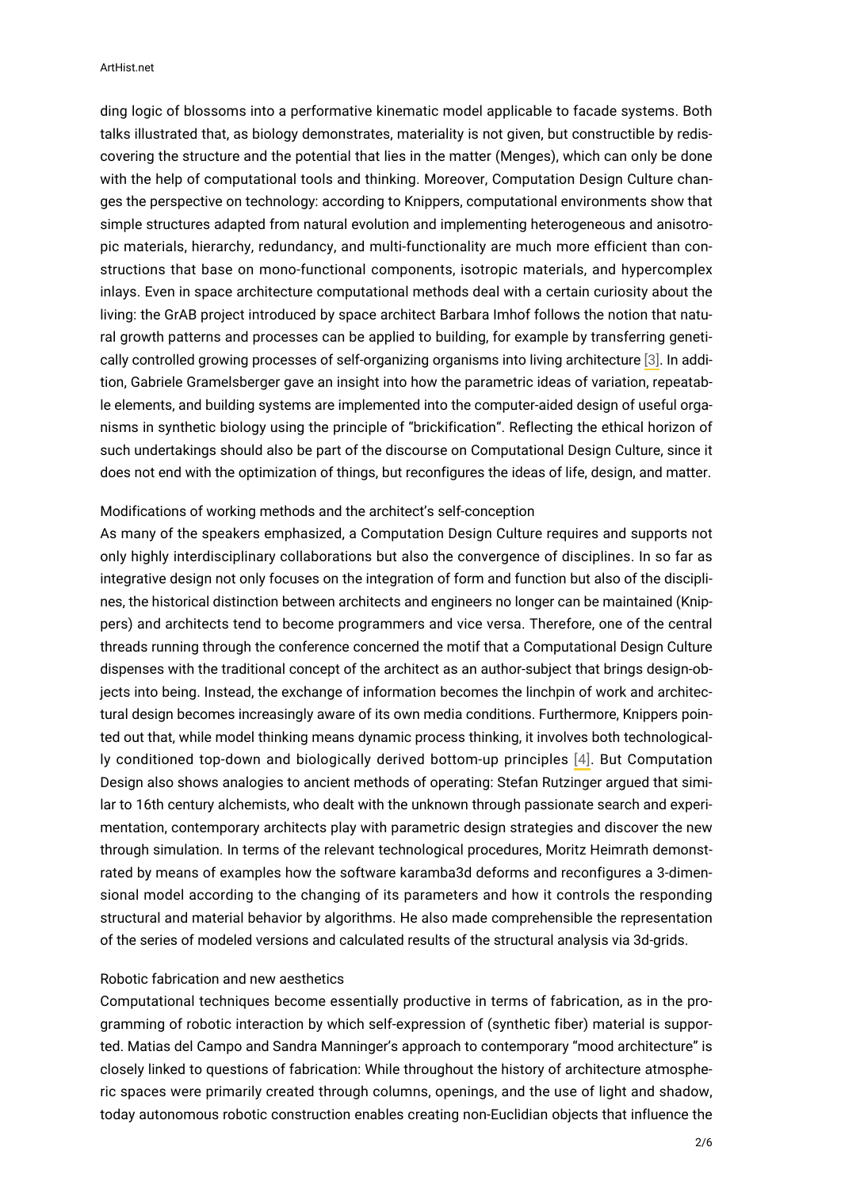ding logic of blossoms into a performative kinematic model applicable to facade systems. Both talks illustrated that, as biology demonstrates, materiality is not given, but constructible by rediscovering the structure and the potential that lies in the matter (Menges), which can only be done with the help of computational tools and thinking. Moreover, Computation Design Culture changes the perspective on technology: according to Knippers, computational environments show that simple structures adapted from natural evolution and implementing heterogeneous and anisotropic materials, hierarchy, redundancy, and multi-functionality are much more efficient than constructions that base on mono-functional components, isotropic materials, and hypercomplex inlays. Even in space architecture computational methods deal with a certain curiosity about the living: the GrAB project introduced by space architect Barbara Imhof follows the notion that natural growth patterns and processes can be applied to building, for example by transferring genetically controlled growing processes of self-organizing organisms into living architecture [3]. In addition, Gabriele Gramelsberger gave an insight into how the parametric ideas of variation, repeatable elements, and building systems are implemented into the computer-aided design of useful organisms in synthetic biology using the principle of "brickification". Reflecting the ethical horizon of such undertakings should also be part of the discourse on Computational Design Culture, since it does not end with the optimization of things, but reconfigures the ideas of life, design, and matter.

Modifications of working methods and the architect's self-conception

As many of the speakers emphasized, a Computation Design Culture requires and supports not only highly interdisciplinary collaborations but also the convergence of disciplines. In so far as integrative design not only focuses on the integration of form and function but also of the disciplines, the historical distinction between architects and engineers no longer can be maintained (Knippers) and architects tend to become programmers and vice versa. Therefore, one of the central threads running through the conference concerned the motif that a Computational Design Culture dispenses with the traditional concept of the architect as an author-subject that brings design-objects into being. Instead, the exchange of information becomes the linchpin of work and architectural design becomes increasingly aware of its own media conditions. Furthermore, Knippers pointed out that, while model thinking means dynamic process thinking, it involves both technologically conditioned top-down and biologically derived bottom-up principles [4]. But Computation Design also shows analogies to ancient methods of operating: Stefan Rutzinger argued that similar to 16th century alchemists, who dealt with the unknown through passionate search and experimentation, contemporary architects play with parametric design strategies and discover the new through simulation. In terms of the relevant technological procedures, Moritz Heimrath demonstrated by means of examples how the software karamba3d deforms and reconfigures a 3-dimensional model according to the changing of its parameters and how it controls the responding structural and material behavior by algorithms. He also made comprehensible the representation of the series of modeled versions and calculated results of the structural analysis via 3d-grids.

Robotic fabrication and new aesthetics

Computational techniques become essentially productive in terms of fabrication, as in the programming of robotic interaction by which self-expression of (synthetic fiber) material is supported. Matias del Campo and Sandra Manninger's approach to contemporary "mood architecture" is closely linked to questions of fabrication: While throughout the history of architecture atmospheric spaces were primarily created through columns, openings, and the use of light and shadow, today autonomous robotic construction enables creating non-Euclidian objects that influence the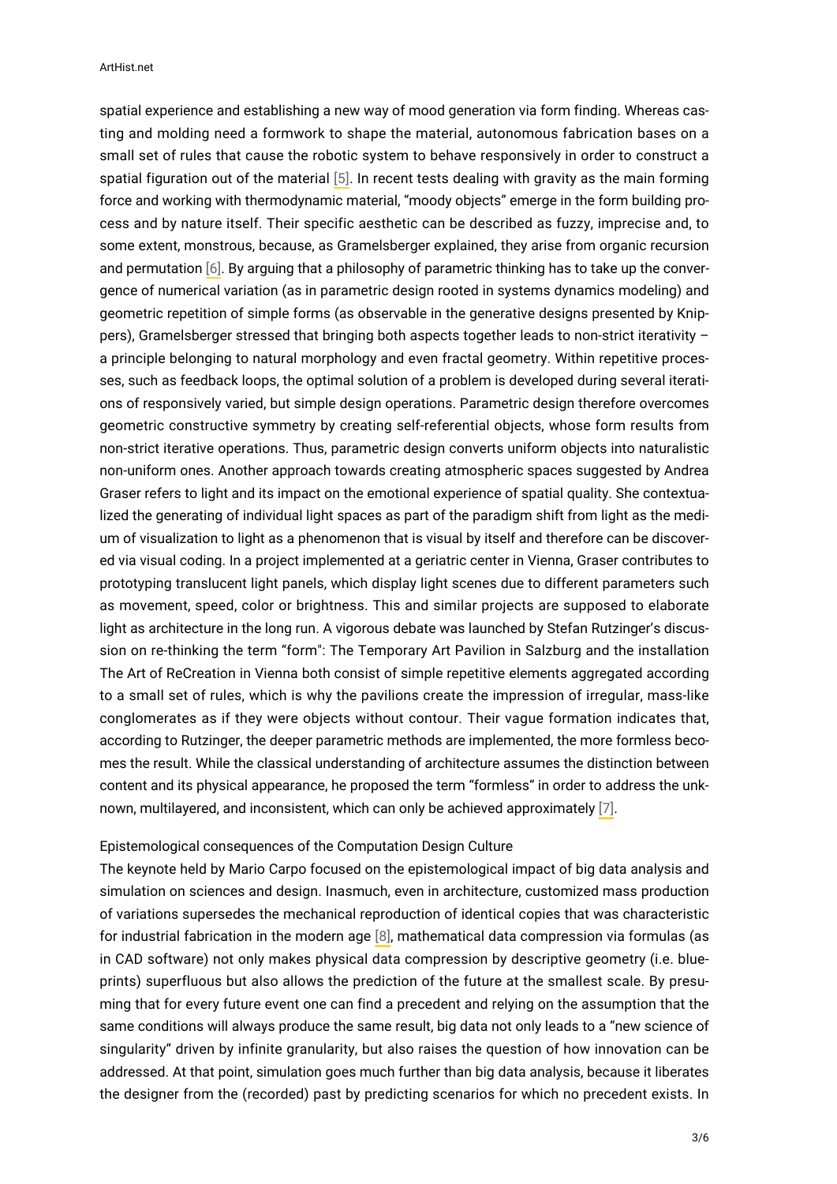spatial experience and establishing a new way of mood generation via form finding. Whereas casting and molding need a formwork to shape the material, autonomous fabrication bases on a small set of rules that cause the robotic system to behave responsively in order to construct a spatial figuration out of the material [5]. In recent tests dealing with gravity as the main forming force and working with thermodynamic material, "moody objects" emerge in the form building process and by nature itself. Their specific aesthetic can be described as fuzzy, imprecise and, to some extent, monstrous, because, as Gramelsberger explained, they arise from organic recursion and permutation [6]. By arguing that a philosophy of parametric thinking has to take up the convergence of numerical variation (as in parametric design rooted in systems dynamics modeling) and geometric repetition of simple forms (as observable in the generative designs presented by Knippers), Gramelsberger stressed that bringing both aspects together leads to non-strict iterativity – a principle belonging to natural morphology and even fractal geometry. Within repetitive processes, such as feedback loops, the optimal solution of a problem is developed during several iterations of responsively varied, but simple design operations. Parametric design therefore overcomes geometric constructive symmetry by creating self-referential objects, whose form results from non-strict iterative operations. Thus, parametric design converts uniform objects into naturalistic non-uniform ones. Another approach towards creating atmospheric spaces suggested by Andrea Graser refers to light and its impact on the emotional experience of spatial quality. She contextualized the generating of individual light spaces as part of the paradigm shift from light as the medium of visualization to light as a phenomenon that is visual by itself and therefore can be discovered via visual coding. In a project implemented at a geriatric center in Vienna, Graser contributes to prototyping translucent light panels, which display light scenes due to different parameters such as movement, speed, color or brightness. This and similar projects are supposed to elaborate light as architecture in the long run. A vigorous debate was launched by Stefan Rutzinger's discussion on re-thinking the term "form": The Temporary Art Pavilion in Salzburg and the installation The Art of ReCreation in Vienna both consist of simple repetitive elements aggregated according to a small set of rules, which is why the pavilions create the impression of irregular, mass-like conglomerates as if they were objects without contour. Their vague formation indicates that, according to Rutzinger, the deeper parametric methods are implemented, the more formless becomes the result. While the classical understanding of architecture assumes the distinction between content and its physical appearance, he proposed the term "formless" in order to address the unknown, multilayered, and inconsistent, which can only be achieved approximately [7].

## Epistemological consequences of the Computation Design Culture

The keynote held by Mario Carpo focused on the epistemological impact of big data analysis and simulation on sciences and design. Inasmuch, even in architecture, customized mass production of variations supersedes the mechanical reproduction of identical copies that was characteristic for industrial fabrication in the modern age [8], mathematical data compression via formulas (as in CAD software) not only makes physical data compression by descriptive geometry (i.e. blueprints) superfluous but also allows the prediction of the future at the smallest scale. By presuming that for every future event one can find a precedent and relying on the assumption that the same conditions will always produce the same result, big data not only leads to a "new science of singularity" driven by infinite granularity, but also raises the question of how innovation can be addressed. At that point, simulation goes much further than big data analysis, because it liberates the designer from the (recorded) past by predicting scenarios for which no precedent exists. In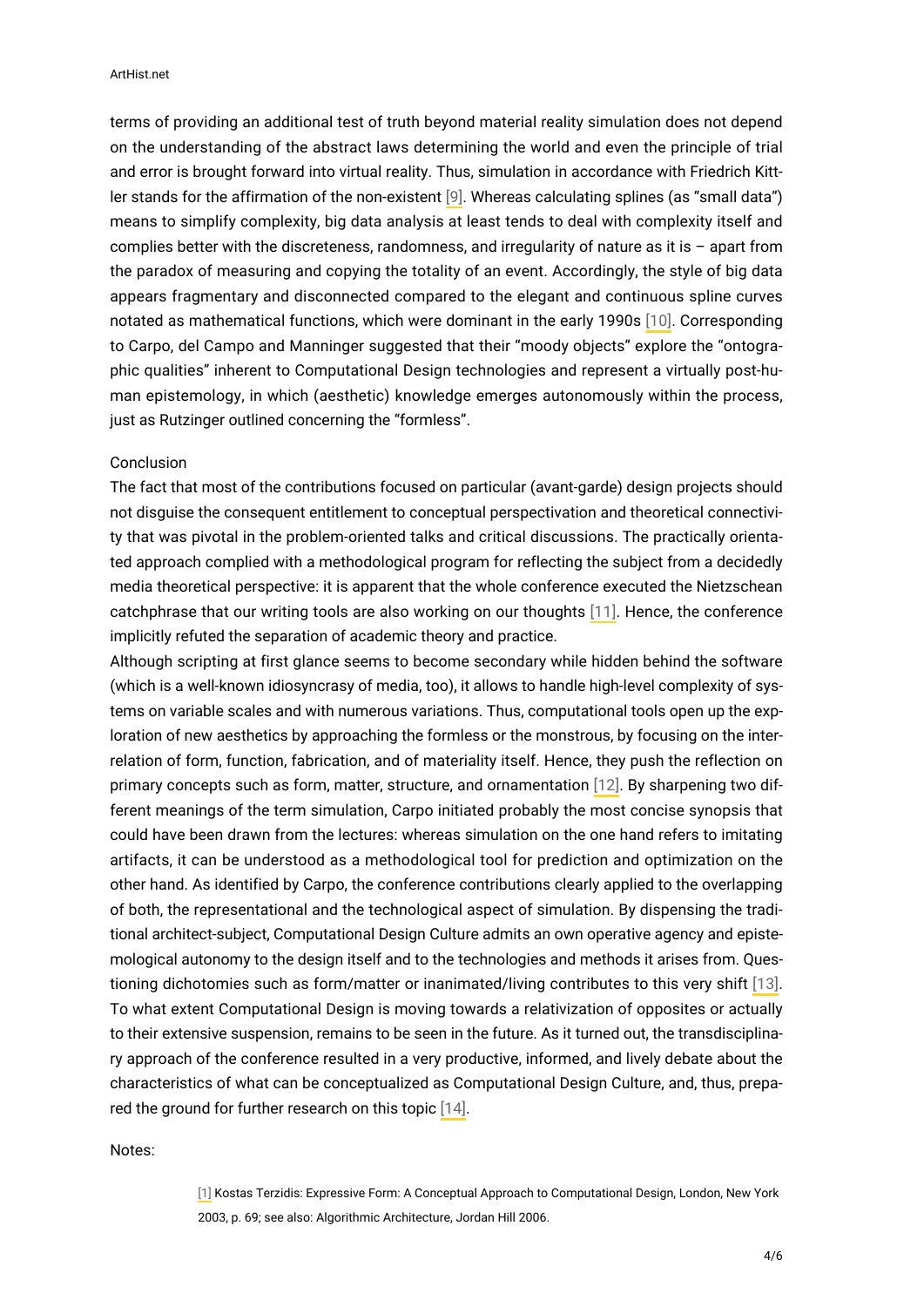terms of providing an additional test of truth beyond material reality simulation does not depend on the understanding of the abstract laws determining the world and even the principle of trial and error is brought forward into virtual reality. Thus, simulation in accordance with Friedrich Kittler stands for the affirmation of the non-existent [9]. Whereas calculating splines (as "small data") means to simplify complexity, big data analysis at least tends to deal with complexity itself and complies better with the discreteness, randomness, and irregularity of nature as it is – apart from the paradox of measuring and copying the totality of an event. Accordingly, the style of big data appears fragmentary and disconnected compared to the elegant and continuous spline curves notated as mathematical functions, which were dominant in the early 1990s [10]. Corresponding to Carpo, del Campo and Manninger suggested that their "moody objects" explore the "ontographic qualities" inherent to Computational Design technologies and represent a virtually post-human epistemology, in which (aesthetic) knowledge emerges autonomously within the process, just as Rutzinger outlined concerning the "formless".

## Conclusion

The fact that most of the contributions focused on particular (avant-garde) design projects should not disguise the consequent entitlement to conceptual perspectivation and theoretical connectivity that was pivotal in the problem-oriented talks and critical discussions. The practically orientated approach complied with a methodological program for reflecting the subject from a decidedly media theoretical perspective: it is apparent that the whole conference executed the Nietzschean catchphrase that our writing tools are also working on our thoughts [11]. Hence, the conference implicitly refuted the separation of academic theory and practice.

Although scripting at first glance seems to become secondary while hidden behind the software (which is a well-known idiosyncrasy of media, too), it allows to handle high-level complexity of systems on variable scales and with numerous variations. Thus, computational tools open up the exploration of new aesthetics by approaching the formless or the monstrous, by focusing on the interrelation of form, function, fabrication, and of materiality itself. Hence, they push the reflection on primary concepts such as form, matter, structure, and ornamentation [12]. By sharpening two different meanings of the term simulation, Carpo initiated probably the most concise synopsis that could have been drawn from the lectures: whereas simulation on the one hand refers to imitating artifacts, it can be understood as a methodological tool for prediction and optimization on the other hand. As identified by Carpo, the conference contributions clearly applied to the overlapping of both, the representational and the technological aspect of simulation. By dispensing the traditional architect-subject, Computational Design Culture admits an own operative agency and epistemological autonomy to the design itself and to the technologies and methods it arises from. Questioning dichotomies such as form/matter or inanimated/living contributes to this very shift [13]. To what extent Computational Design is moving towards a relativization of opposites or actually to their extensive suspension, remains to be seen in the future. As it turned out, the transdisciplinary approach of the conference resulted in a very productive, informed, and lively debate about the characteristics of what can be conceptualized as Computational Design Culture, and, thus, prepared the ground for further research on this topic [14].

Notes:

[1] Kostas Terzidis: Expressive Form: A Conceptual Approach to Computational Design, London, New York 2003, p. 69; see also: Algorithmic Architecture, Jordan Hill 2006.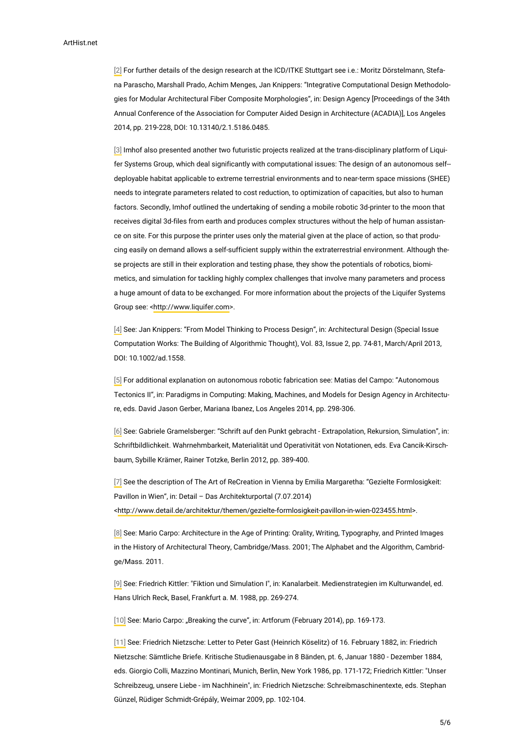[2] For further details of the design research at the ICD/ITKE Stuttgart see i.e.: Moritz Dörstelmann, Stefana Parascho, Marshall Prado, Achim Menges, Jan Knippers: “Integrative Computational Design Methodologies for Modular Architectural Fiber Composite Morphologies”, in: Design Agency [Proceedings of the 34th Annual Conference of the Association for Computer Aided Design in Architecture (ACADIA)], Los Angeles 2014, pp. 219-228, DOI: 10.13140/2.1.5186.0485.

[3] Imhof also presented another two futuristic projects realized at the trans-disciplinary platform of Liquifer Systems Group, which deal significantly with computational issues: The design of an autonomous self--deployable habitat applicable to extreme terrestrial environments and to near-term space missions (SHEE) needs to integrate parameters related to cost reduction, to optimization of capacities, but also to human factors. Secondly, Imhof outlined the undertaking of sending a mobile robotic 3d-printer to the moon that receives digital 3d-files from earth and produces complex structures without the help of human assistance on site. For this purpose the printer uses only the material given at the place of action, so that producing easily on demand allows a self-sufficient supply within the extraterrestrial environment. Although these projects are still in their exploration and testing phase, they show the potentials of robotics, biomimetics, and simulation for tackling highly complex challenges that involve many parameters and process a huge amount of data to be exchanged. For more information about the projects of the Liquifer Systems Group see: <http://www.liquifer.com>.

[4] See: Jan Knippers: “From Model Thinking to Process Design”, in: Architectural Design (Special Issue Computation Works: The Building of Algorithmic Thought), Vol. 83, Issue 2, pp. 74-81, March/April 2013, DOI: 10.1002/ad.1558.

[5] For additional explanation on autonomous robotic fabrication see: Matias del Campo: “Autonomous Tectonics II”, in: Paradigms in Computing: Making, Machines, and Models for Design Agency in Architecture, eds. David Jason Gerber, Mariana Ibanez, Los Angeles 2014, pp. 298-306.

[6] See: Gabriele Gramelsberger: “Schrift auf den Punkt gebracht - Extrapolation, Rekursion, Simulation”, in: Schriftbildlichkeit. Wahrnehmbarkeit, Materialität und Operativität von Notationen, eds. Eva Cancik-Kirschbaum, Sybille Krämer, Rainer Totzke, Berlin 2012, pp. 389-400.

[7] See the description of The Art of ReCreation in Vienna by Emilia Margaretha: “Gezielte Formlosigkeit: Pavillon in Wien“, in: Detail – Das Architekturportal (7.07.2014) <http://www.detail.de/architektur/themen/gezielte-formlosigkeit-pavillon-in-wien-023455.html>.

[8] See: Mario Carpo: Architecture in the Age of Printing: Orality, Writing, Typography, and Printed Images in the History of Architectural Theory, Cambridge/Mass. 2001; The Alphabet and the Algorithm, Cambridge/Mass. 2011.

[9] See: Friedrich Kittler: "Fiktion und Simulation I", in: Kanalarbeit. Medienstrategien im Kulturwandel, ed. Hans Ulrich Reck, Basel, Frankfurt a. M. 1988, pp. 269-274.

[10] See: Mario Carpo: „Breaking the curve“, in: Artforum (February 2014), pp. 169-173.

[11] See: Friedrich Nietzsche: Letter to Peter Gast (Heinrich Köselitz) of 16. February 1882, in: Friedrich Nietzsche: Sämtliche Briefe. Kritische Studienausgabe in 8 Bänden, pt. 6, Januar 1880 - Dezember 1884, eds. Giorgio Colli, Mazzino Montinari, Munich, Berlin, New York 1986, pp. 171-172; Friedrich Kittler: "Unser Schreibzeug, unsere Liebe - im Nachhinein", in: Friedrich Nietzsche: Schreibmaschinentexte, eds. Stephan Günzel, Rüdiger Schmidt-Grépály, Weimar 2009, pp. 102-104.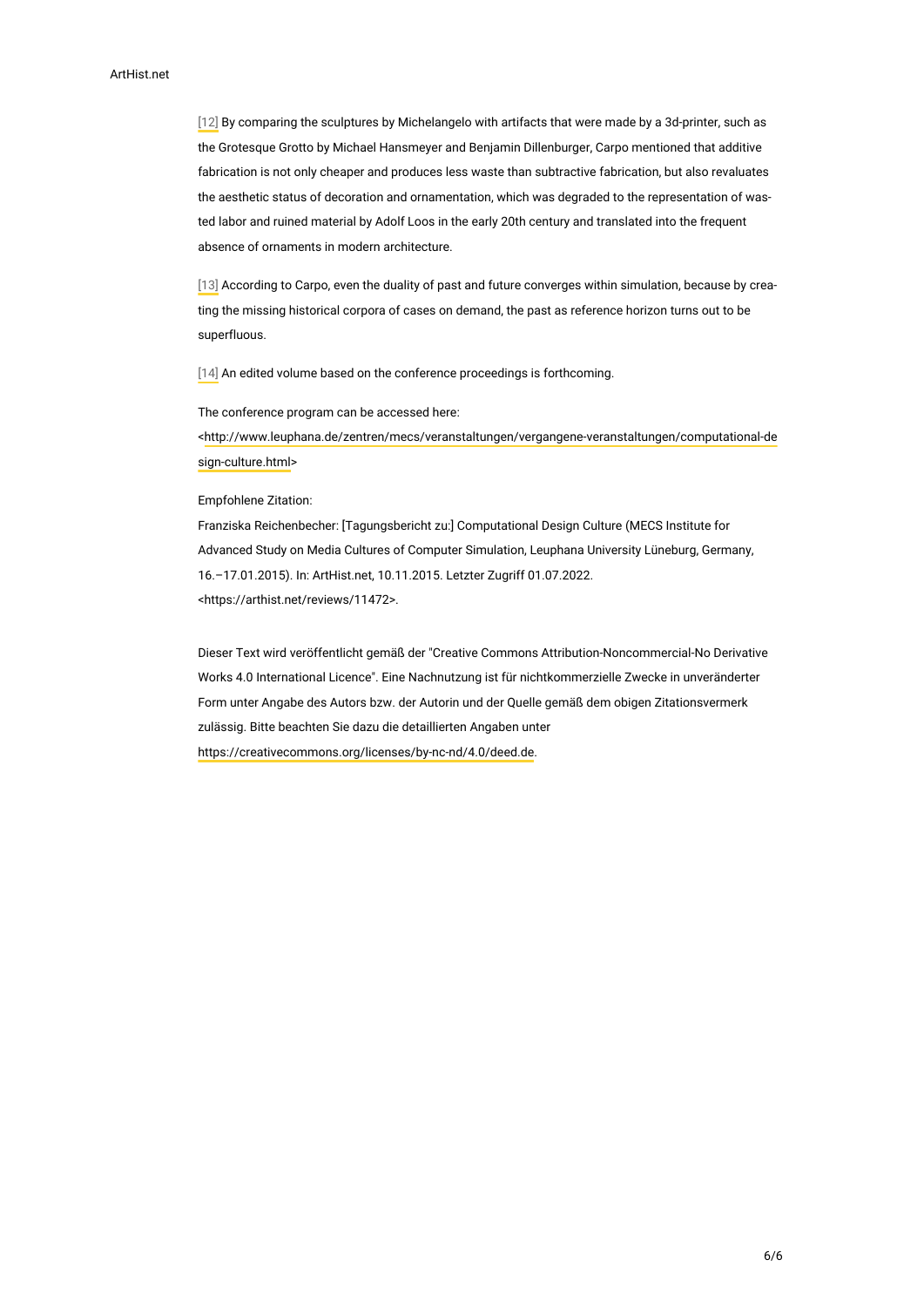[12] By comparing the sculptures by Michelangelo with artifacts that were made by a 3d-printer, such as the Grotesque Grotto by Michael Hansmeyer and Benjamin Dillenburger, Carpo mentioned that additive fabrication is not only cheaper and produces less waste than subtractive fabrication, but also revaluates the aesthetic status of decoration and ornamentation, which was degraded to the representation of wasted labor and ruined material by Adolf Loos in the early 20th century and translated into the frequent absence of ornaments in modern architecture.

[13] According to Carpo, even the duality of past and future converges within simulation, because by creating the missing historical corpora of cases on demand, the past as reference horizon turns out to be superfluous.

[14] An edited volume based on the conference proceedings is forthcoming.

The conference program can be accessed here:
<http://www.leuphana.de/zentren/mecs/veranstaltungen/vergangene-veranstaltungen/computational-design-culture.html>

Empfohlene Zitation:
Franziska Reichenbecher: [Tagungsbericht zu:] Computational Design Culture (MECS Institute for Advanced Study on Media Cultures of Computer Simulation, Leuphana University Lüneburg, Germany, 16.–17.01.2015). In: ArtHist.net, 10.11.2015. Letzter Zugriff 01.07.2022.
<https://arthist.net/reviews/11472>.

Dieser Text wird veröffentlicht gemäß der "Creative Commons Attribution-Noncommercial-No Derivative Works 4.0 International Licence". Eine Nachnutzung ist für nichtkommerzielle Zwecke in unveränderter Form unter Angabe des Autors bzw. der Autorin und der Quelle gemäß dem obigen Zitationsvermerk zulässig. Bitte beachten Sie dazu die detaillierten Angaben unter
https://creativecommons.org/licenses/by-nc-nd/4.0/deed.de.